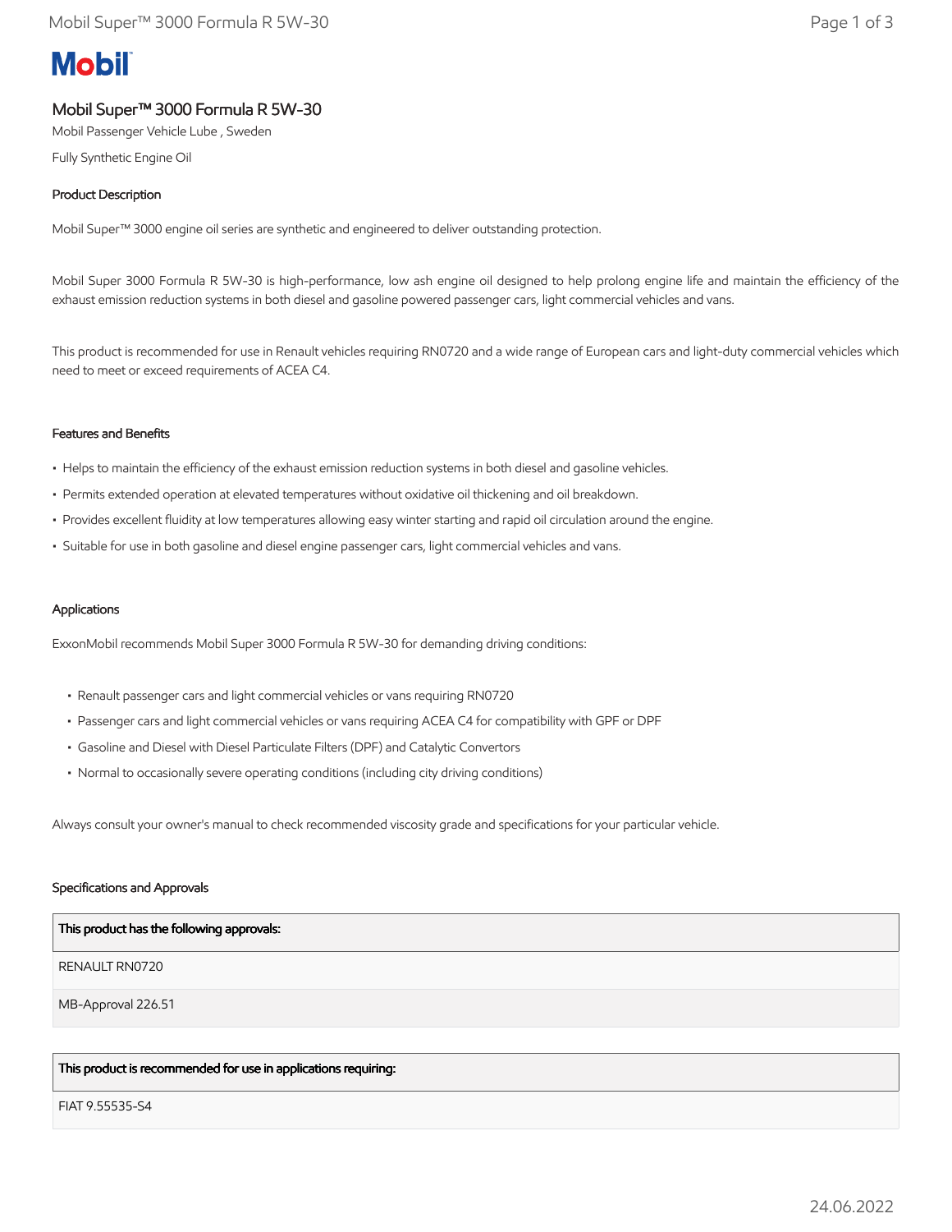# Mobil

## Mobil Super™ 3000 Formula R 5W-30

Mobil Passenger Vehicle Lube , Sweden

Fully Synthetic Engine Oil

### Product Description

Mobil Super™ 3000 engine oil series are synthetic and engineered to deliver outstanding protection.

Mobil Super 3000 Formula R 5W-30 is high-performance, low ash engine oil designed to help prolong engine life and maintain the efficiency of the exhaust emission reduction systems in both diesel and gasoline powered passenger cars, light commercial vehicles and vans.

This product is recommended for use in Renault vehicles requiring RN0720 and a wide range of European cars and light-duty commercial vehicles which need to meet or exceed requirements of ACEA C4.

### Features and Benefits

- Helps to maintain the efficiency of the exhaust emission reduction systems in both diesel and gasoline vehicles.
- Permits extended operation at elevated temperatures without oxidative oil thickening and oil breakdown.
- Provides excellent fluidity at low temperatures allowing easy winter starting and rapid oil circulation around the engine.
- Suitable for use in both gasoline and diesel engine passenger cars, light commercial vehicles and vans.

### Applications

ExxonMobil recommends Mobil Super 3000 Formula R 5W-30 for demanding driving conditions:

- Renault passenger cars and light commercial vehicles or vans requiring RN0720
- Passenger cars and light commercial vehicles or vans requiring ACEA C4 for compatibility with GPF or DPF
- Gasoline and Diesel with Diesel Particulate Filters (DPF) and Catalytic Convertors
- Normal to occasionally severe operating conditions (including city driving conditions)

Always consult your owner's manual to check recommended viscosity grade and specifications for your particular vehicle.

### Specifications and Approvals

| This product has the following approvals: |
| --- |
| RENAULT RN0720 |
| MB-Approval 226.51 |

| This product is recommended for use in applications requiring: |
| --- |
| FIAT 9.55535-S4 |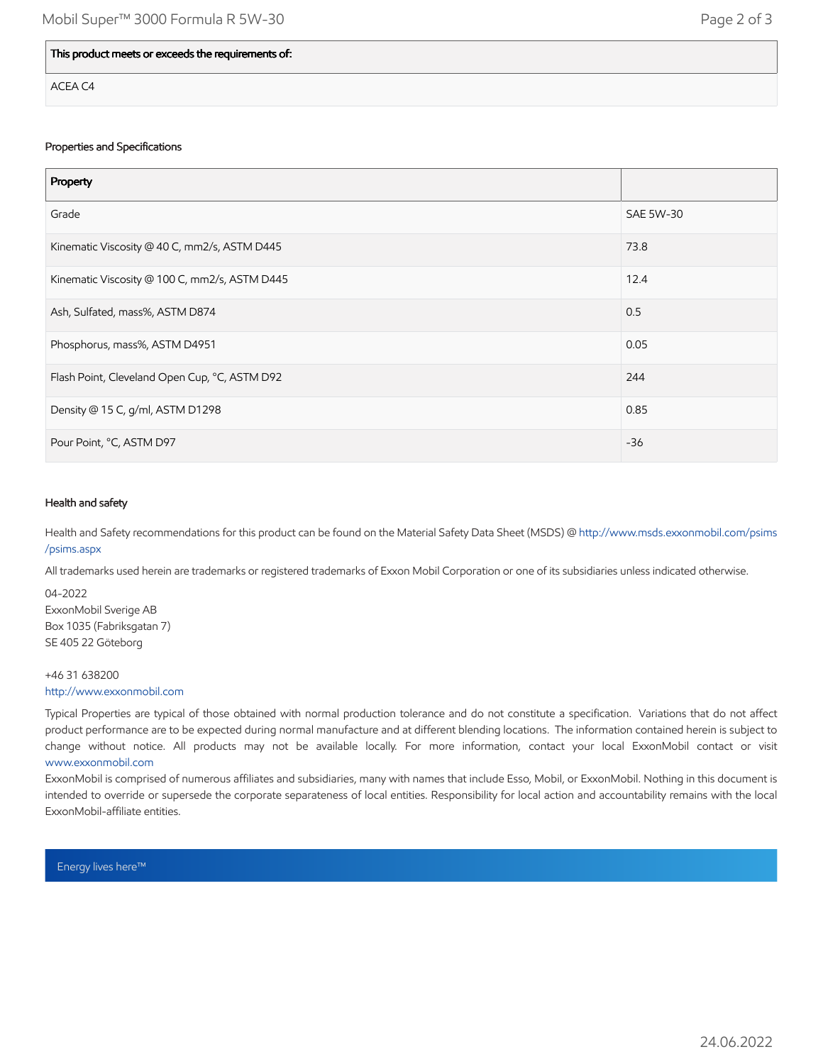| This product meets or exceeds the requirements of: |
| --- |
| ACEA C4 |

### Properties and Specifications

| Property | |
| --- | --- |
| Grade | SAE 5W-30 |
| Kinematic Viscosity @ 40 C, mm2/s, ASTM D445 | 73.8 |
| Kinematic Viscosity @ 100 C, mm2/s, ASTM D445 | 12.4 |
| Ash, Sulfated, mass%, ASTM D874 | 0.5 |
| Phosphorus, mass%, ASTM D4951 | 0.05 |
| Flash Point, Cleveland Open Cup, °C, ASTM D92 | 244 |
| Density @ 15 C, g/ml, ASTM D1298 | 0.85 |
| Pour Point, °C, ASTM D97 | -36 |

### Health and safety

Health and Safety recommendations for this product can be found on the Material Safety Data Sheet (MSDS) @ http://www.msds.exxonmobil.com/psims/psims.aspx

All trademarks used herein are trademarks or registered trademarks of Exxon Mobil Corporation or one of its subsidiaries unless indicated otherwise.

04-2022
ExxonMobil Sverige AB
Box 1035 (Fabriksgatan 7)
SE 405 22 Göteborg

+46 31 638200
http://www.exxonmobil.com

Typical Properties are typical of those obtained with normal production tolerance and do not constitute a specification. Variations that do not affect product performance are to be expected during normal manufacture and at different blending locations. The information contained herein is subject to change without notice. All products may not be available locally. For more information, contact your local ExxonMobil contact or visit www.exxonmobil.com

ExxonMobil is comprised of numerous affiliates and subsidiaries, many with names that include Esso, Mobil, or ExxonMobil. Nothing in this document is intended to override or supersede the corporate separateness of local entities. Responsibility for local action and accountability remains with the local ExxonMobil-affiliate entities.

Energy lives here™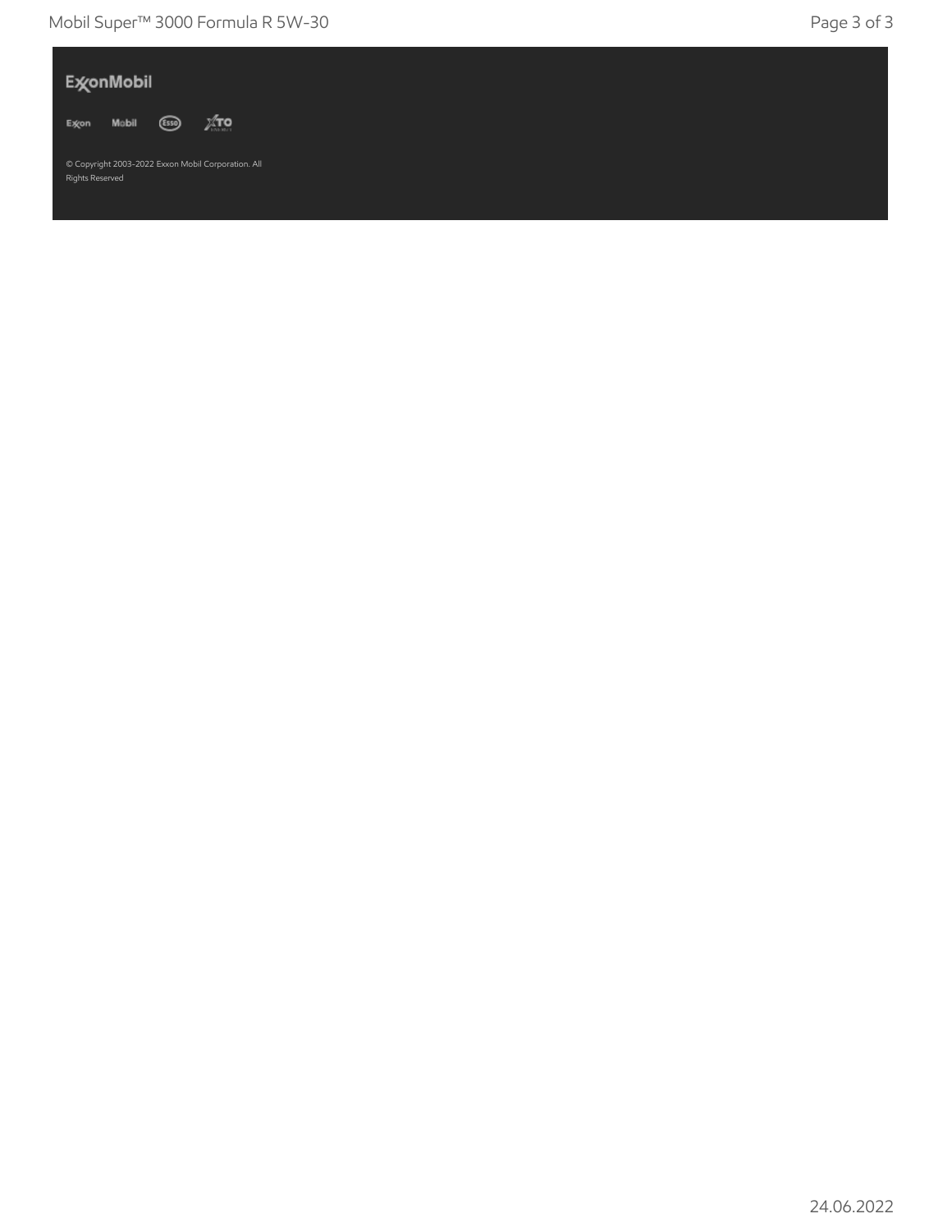ExxonMobil

Exxon Mobil Esso XTO

© Copyright 2003-2022 Exxon Mobil Corporation. All Rights Reserved